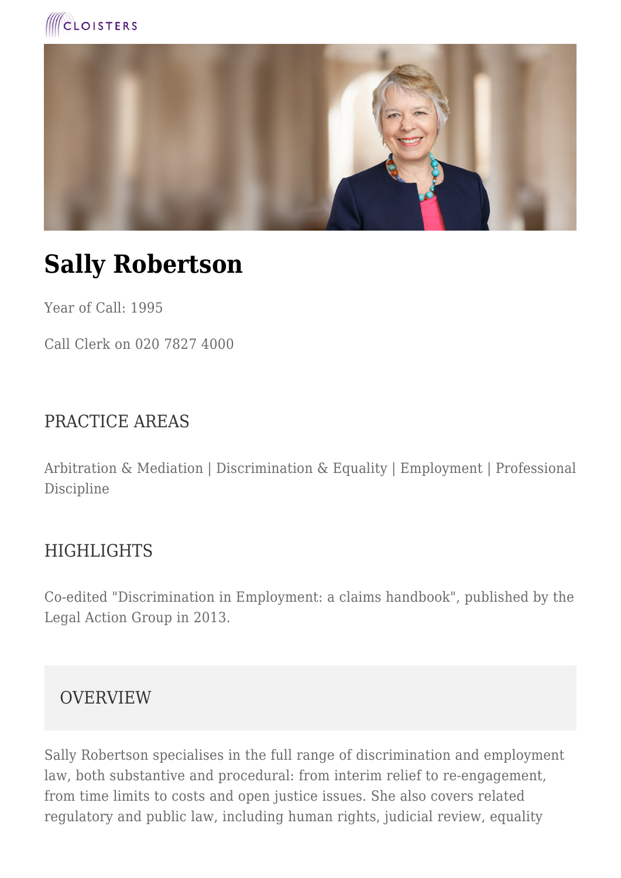CLOISTERS

# Sally Robertson

Year of Call: 1995

Call Clerk on 020 7827 4000

## PRACTICE AREAS

Arbitration & Mediation | Discrimination & Equality | Employment | Professional Discipline

## HIGHLIGHTS

Co-edited "Discrimination in Employment: a claims handbook", published by the Legal Action Group in 2013.

## OVERVIEW

Sally Robertson specialises in the full range of discrimination and employment law, both substantive and procedural: from interim relief to re-engagement, from time limits to costs and open justice issues. She also covers related regulatory and public law, including human rights, judicial review, equality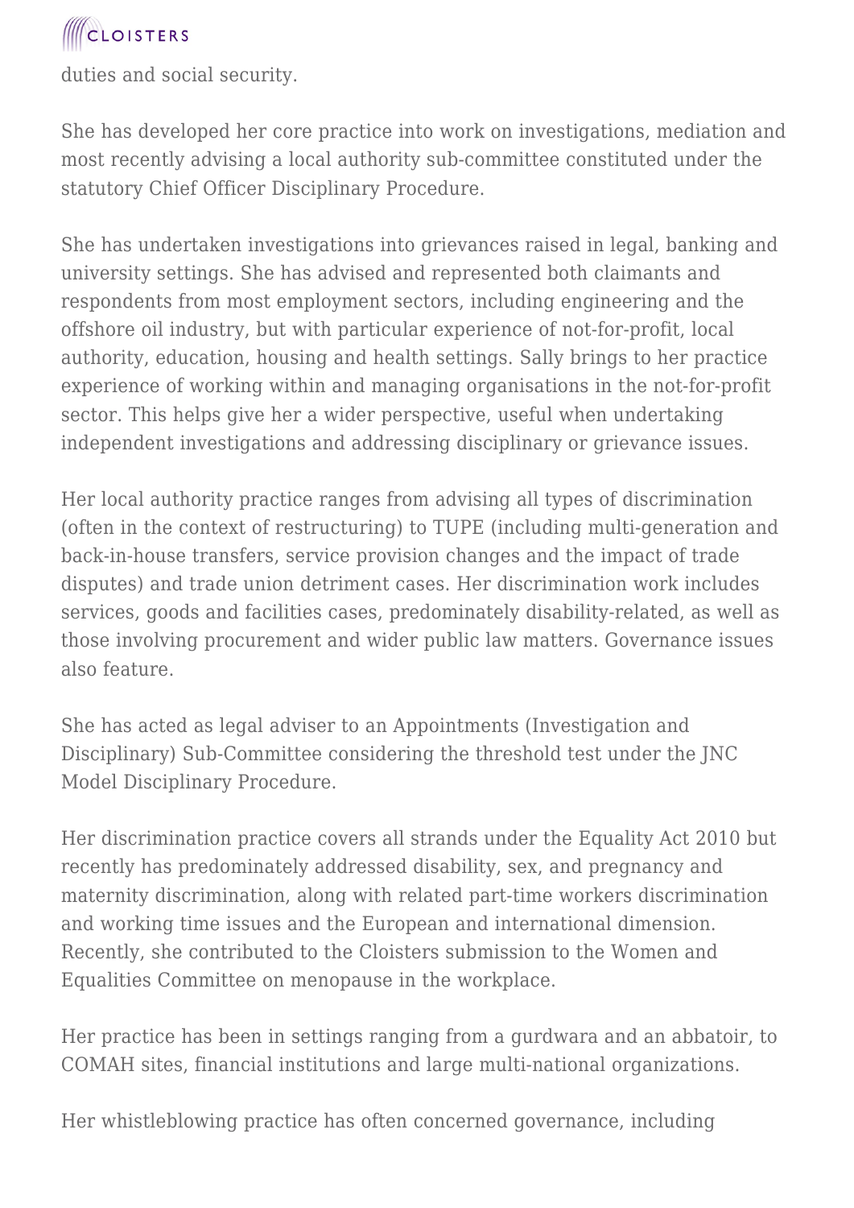duties and social security.

She has developed her core practice into work on investigations, mediation and most recently advising a local authority sub-committee constituted under the statutory Chief Officer Disciplinary Procedure.

She has undertaken investigations into grievances raised in legal, banking and university settings. She has advised and represented both claimants and respondents from most employment sectors, including engineering and the offshore oil industry, but with particular experience of not-for-profit, local authority, education, housing and health settings. Sally brings to her practice experience of working within and managing organisations in the not-for-profit sector. This helps give her a wider perspective, useful when undertaking independent investigations and addressing disciplinary or grievance issues.

Her local authority practice ranges from advising all types of discrimination (often in the context of restructuring) to TUPE (including multi-generation and back-in-house transfers, service provision changes and the impact of trade disputes) and trade union detriment cases. Her discrimination work includes services, goods and facilities cases, predominately disability-related, as well as those involving procurement and wider public law matters. Governance issues also feature.

She has acted as legal adviser to an Appointments (Investigation and Disciplinary) Sub-Committee considering the threshold test under the JNC Model Disciplinary Procedure.

Her discrimination practice covers all strands under the Equality Act 2010 but recently has predominately addressed disability, sex, and pregnancy and maternity discrimination, along with related part-time workers discrimination and working time issues and the European and international dimension. Recently, she contributed to the Cloisters submission to the Women and Equalities Committee on menopause in the workplace.

Her practice has been in settings ranging from a gurdwara and an abbatoir, to COMAH sites, financial institutions and large multi-national organizations.

Her whistleblowing practice has often concerned governance, including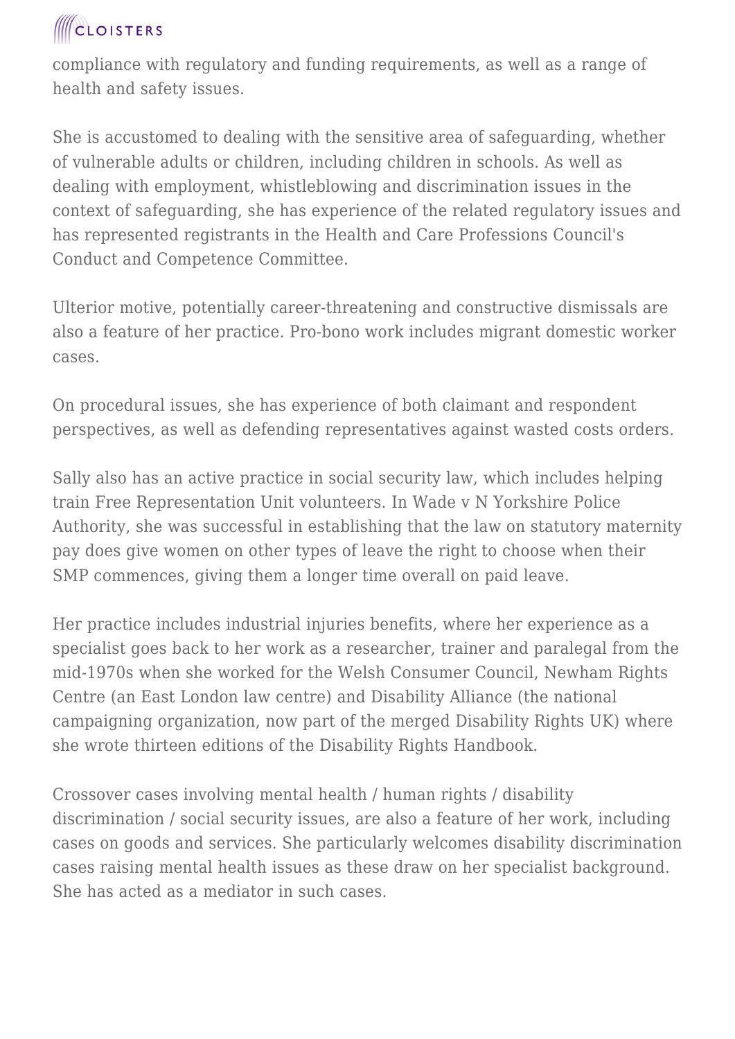compliance with regulatory and funding requirements, as well as a range of health and safety issues.

She is accustomed to dealing with the sensitive area of safeguarding, whether of vulnerable adults or children, including children in schools. As well as dealing with employment, whistleblowing and discrimination issues in the context of safeguarding, she has experience of the related regulatory issues and has represented registrants in the Health and Care Professions Council's Conduct and Competence Committee.

Ulterior motive, potentially career-threatening and constructive dismissals are also a feature of her practice. Pro-bono work includes migrant domestic worker cases.

On procedural issues, she has experience of both claimant and respondent perspectives, as well as defending representatives against wasted costs orders.

Sally also has an active practice in social security law, which includes helping train Free Representation Unit volunteers. In Wade v N Yorkshire Police Authority, she was successful in establishing that the law on statutory maternity pay does give women on other types of leave the right to choose when their SMP commences, giving them a longer time overall on paid leave.

Her practice includes industrial injuries benefits, where her experience as a specialist goes back to her work as a researcher, trainer and paralegal from the mid-1970s when she worked for the Welsh Consumer Council, Newham Rights Centre (an East London law centre) and Disability Alliance (the national campaigning organization, now part of the merged Disability Rights UK) where she wrote thirteen editions of the Disability Rights Handbook.

Crossover cases involving mental health / human rights / disability discrimination / social security issues, are also a feature of her work, including cases on goods and services. She particularly welcomes disability discrimination cases raising mental health issues as these draw on her specialist background. She has acted as a mediator in such cases.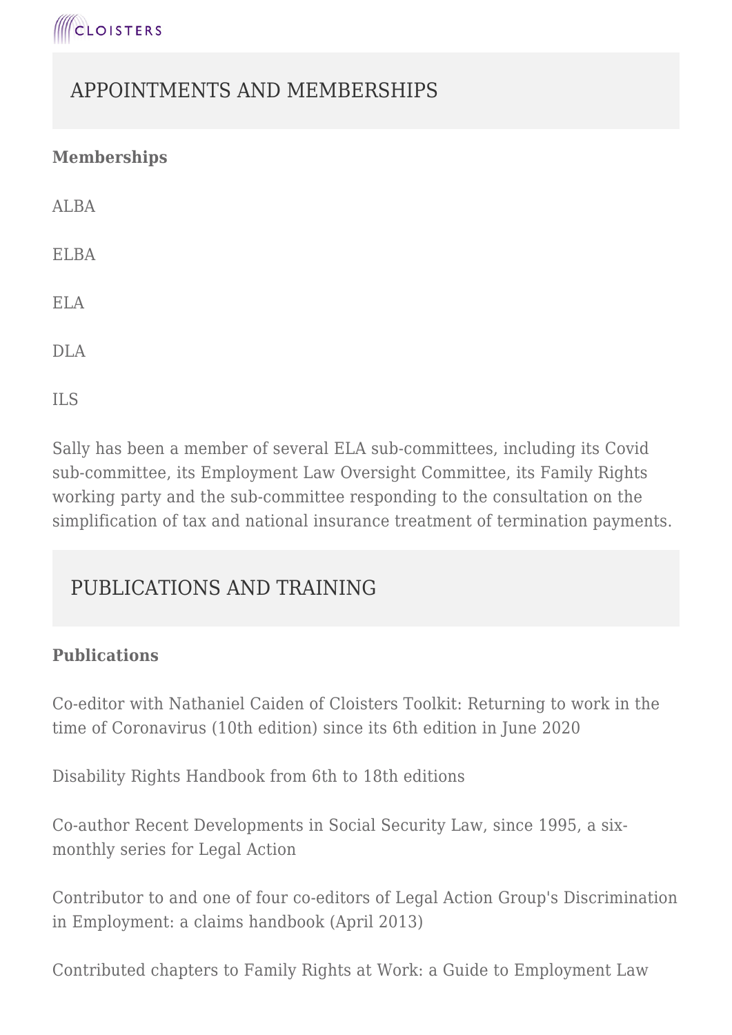## APPOINTMENTS AND MEMBERSHIPS

**Memberships**

ALBA

ELBA

ELA

DLA

ILS

Sally has been a member of several ELA sub-committees, including its Covid sub-committee, its Employment Law Oversight Committee, its Family Rights working party and the sub-committee responding to the consultation on the simplification of tax and national insurance treatment of termination payments.

## PUBLICATIONS AND TRAINING

**Publications**

Co-editor with Nathaniel Caiden of Cloisters Toolkit: Returning to work in the time of Coronavirus (10th edition) since its 6th edition in June 2020

Disability Rights Handbook from 6th to 18th editions

Co-author Recent Developments in Social Security Law, since 1995, a six-monthly series for Legal Action

Contributor to and one of four co-editors of Legal Action Group's Discrimination in Employment: a claims handbook (April 2013)

Contributed chapters to Family Rights at Work: a Guide to Employment Law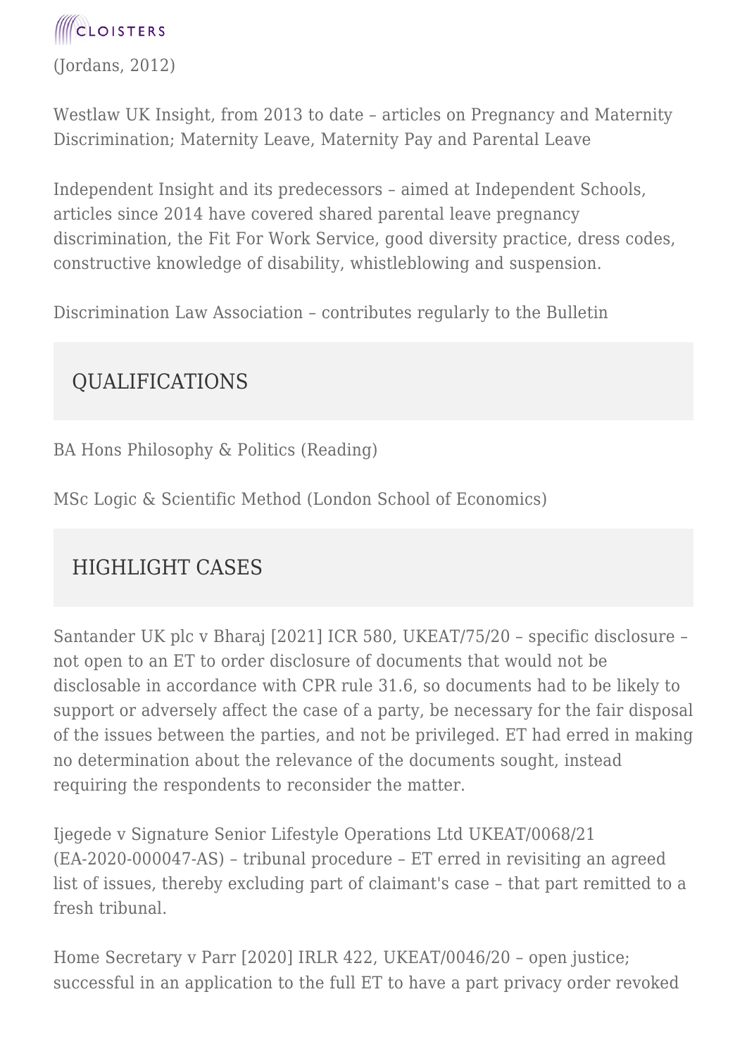(Jordans, 2012)

Westlaw UK Insight, from 2013 to date – articles on Pregnancy and Maternity Discrimination; Maternity Leave, Maternity Pay and Parental Leave

Independent Insight and its predecessors – aimed at Independent Schools, articles since 2014 have covered shared parental leave pregnancy discrimination, the Fit For Work Service, good diversity practice, dress codes, constructive knowledge of disability, whistleblowing and suspension.

Discrimination Law Association – contributes regularly to the Bulletin

## QUALIFICATIONS

BA Hons Philosophy & Politics (Reading)

MSc Logic & Scientific Method (London School of Economics)

## HIGHLIGHT CASES

Santander UK plc v Bharaj [2021] ICR 580, UKEAT/75/20 – specific disclosure – not open to an ET to order disclosure of documents that would not be disclosable in accordance with CPR rule 31.6, so documents had to be likely to support or adversely affect the case of a party, be necessary for the fair disposal of the issues between the parties, and not be privileged. ET had erred in making no determination about the relevance of the documents sought, instead requiring the respondents to reconsider the matter.

Ijegede v Signature Senior Lifestyle Operations Ltd UKEAT/0068/21 (EA-2020-000047-AS) – tribunal procedure – ET erred in revisiting an agreed list of issues, thereby excluding part of claimant's case – that part remitted to a fresh tribunal.

Home Secretary v Parr [2020] IRLR 422, UKEAT/0046/20 – open justice; successful in an application to the full ET to have a part privacy order revoked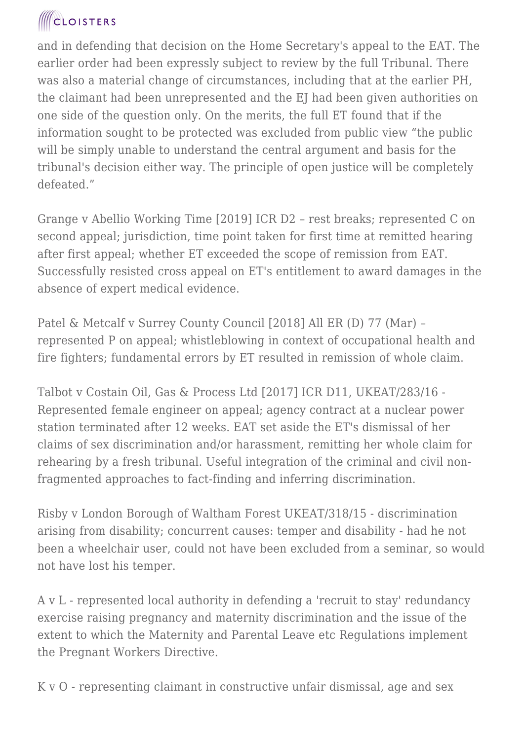and in defending that decision on the Home Secretary's appeal to the EAT. The earlier order had been expressly subject to review by the full Tribunal. There was also a material change of circumstances, including that at the earlier PH, the claimant had been unrepresented and the EJ had been given authorities on one side of the question only. On the merits, the full ET found that if the information sought to be protected was excluded from public view "the public will be simply unable to understand the central argument and basis for the tribunal's decision either way. The principle of open justice will be completely defeated."

Grange v Abellio Working Time [2019] ICR D2 – rest breaks; represented C on second appeal; jurisdiction, time point taken for first time at remitted hearing after first appeal; whether ET exceeded the scope of remission from EAT. Successfully resisted cross appeal on ET's entitlement to award damages in the absence of expert medical evidence.

Patel & Metcalf v Surrey County Council [2018] All ER (D) 77 (Mar) – represented P on appeal; whistleblowing in context of occupational health and fire fighters; fundamental errors by ET resulted in remission of whole claim.

Talbot v Costain Oil, Gas & Process Ltd [2017] ICR D11, UKEAT/283/16 - Represented female engineer on appeal; agency contract at a nuclear power station terminated after 12 weeks. EAT set aside the ET's dismissal of her claims of sex discrimination and/or harassment, remitting her whole claim for rehearing by a fresh tribunal. Useful integration of the criminal and civil non-fragmented approaches to fact-finding and inferring discrimination.

Risby v London Borough of Waltham Forest UKEAT/318/15 - discrimination arising from disability; concurrent causes: temper and disability - had he not been a wheelchair user, could not have been excluded from a seminar, so would not have lost his temper.

A v L - represented local authority in defending a 'recruit to stay' redundancy exercise raising pregnancy and maternity discrimination and the issue of the extent to which the Maternity and Parental Leave etc Regulations implement the Pregnant Workers Directive.

K v O - representing claimant in constructive unfair dismissal, age and sex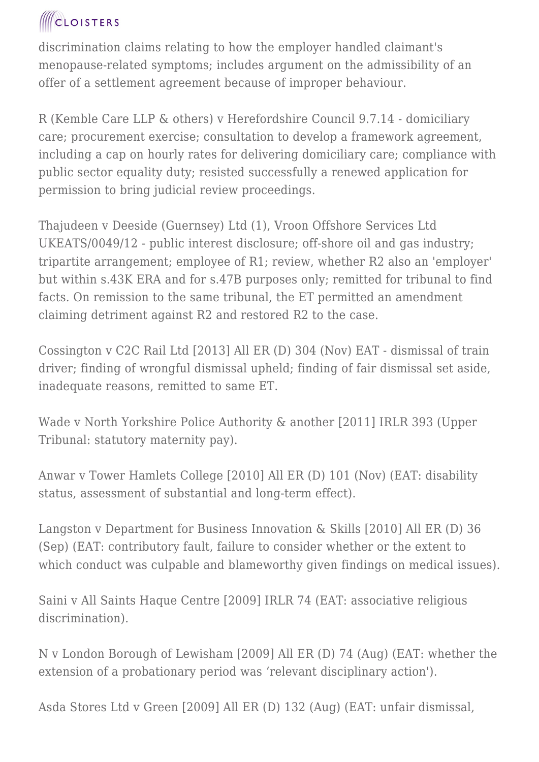discrimination claims relating to how the employer handled claimant's menopause-related symptoms; includes argument on the admissibility of an offer of a settlement agreement because of improper behaviour.

R (Kemble Care LLP & others) v Herefordshire Council 9.7.14 - domiciliary care; procurement exercise; consultation to develop a framework agreement, including a cap on hourly rates for delivering domiciliary care; compliance with public sector equality duty; resisted successfully a renewed application for permission to bring judicial review proceedings.

Thajudeen v Deeside (Guernsey) Ltd (1), Vroon Offshore Services Ltd UKEATS/0049/12 - public interest disclosure; off-shore oil and gas industry; tripartite arrangement; employee of R1; review, whether R2 also an 'employer' but within s.43K ERA and for s.47B purposes only; remitted for tribunal to find facts. On remission to the same tribunal, the ET permitted an amendment claiming detriment against R2 and restored R2 to the case.

Cossington v C2C Rail Ltd [2013] All ER (D) 304 (Nov) EAT - dismissal of train driver; finding of wrongful dismissal upheld; finding of fair dismissal set aside, inadequate reasons, remitted to same ET.

Wade v North Yorkshire Police Authority & another [2011] IRLR 393 (Upper Tribunal: statutory maternity pay).

Anwar v Tower Hamlets College [2010] All ER (D) 101 (Nov) (EAT: disability status, assessment of substantial and long-term effect).

Langston v Department for Business Innovation & Skills [2010] All ER (D) 36 (Sep) (EAT: contributory fault, failure to consider whether or the extent to which conduct was culpable and blameworthy given findings on medical issues).

Saini v All Saints Haque Centre [2009] IRLR 74 (EAT: associative religious discrimination).

N v London Borough of Lewisham [2009] All ER (D) 74 (Aug) (EAT: whether the extension of a probationary period was 'relevant disciplinary action').

Asda Stores Ltd v Green [2009] All ER (D) 132 (Aug) (EAT: unfair dismissal,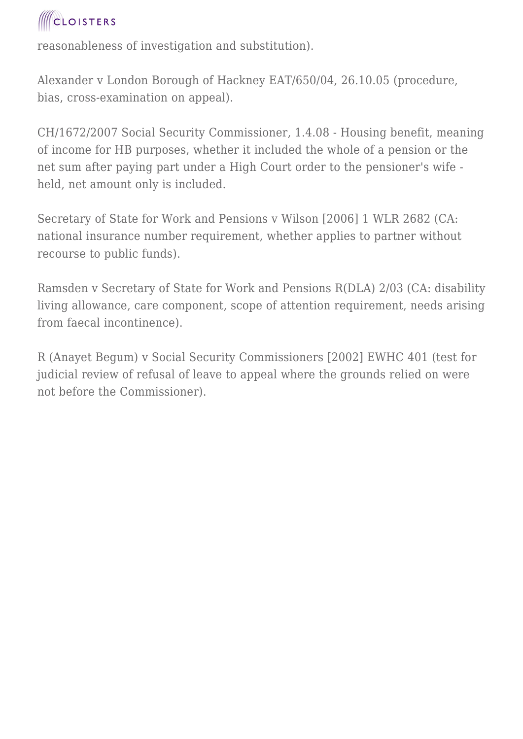reasonableness of investigation and substitution).

Alexander v London Borough of Hackney EAT/650/04, 26.10.05 (procedure, bias, cross-examination on appeal).

CH/1672/2007 Social Security Commissioner, 1.4.08 - Housing benefit, meaning of income for HB purposes, whether it included the whole of a pension or the net sum after paying part under a High Court order to the pensioner's wife - held, net amount only is included.

Secretary of State for Work and Pensions v Wilson [2006] 1 WLR 2682 (CA: national insurance number requirement, whether applies to partner without recourse to public funds).

Ramsden v Secretary of State for Work and Pensions R(DLA) 2/03 (CA: disability living allowance, care component, scope of attention requirement, needs arising from faecal incontinence).

R (Anayet Begum) v Social Security Commissioners [2002] EWHC 401 (test for judicial review of refusal of leave to appeal where the grounds relied on were not before the Commissioner).